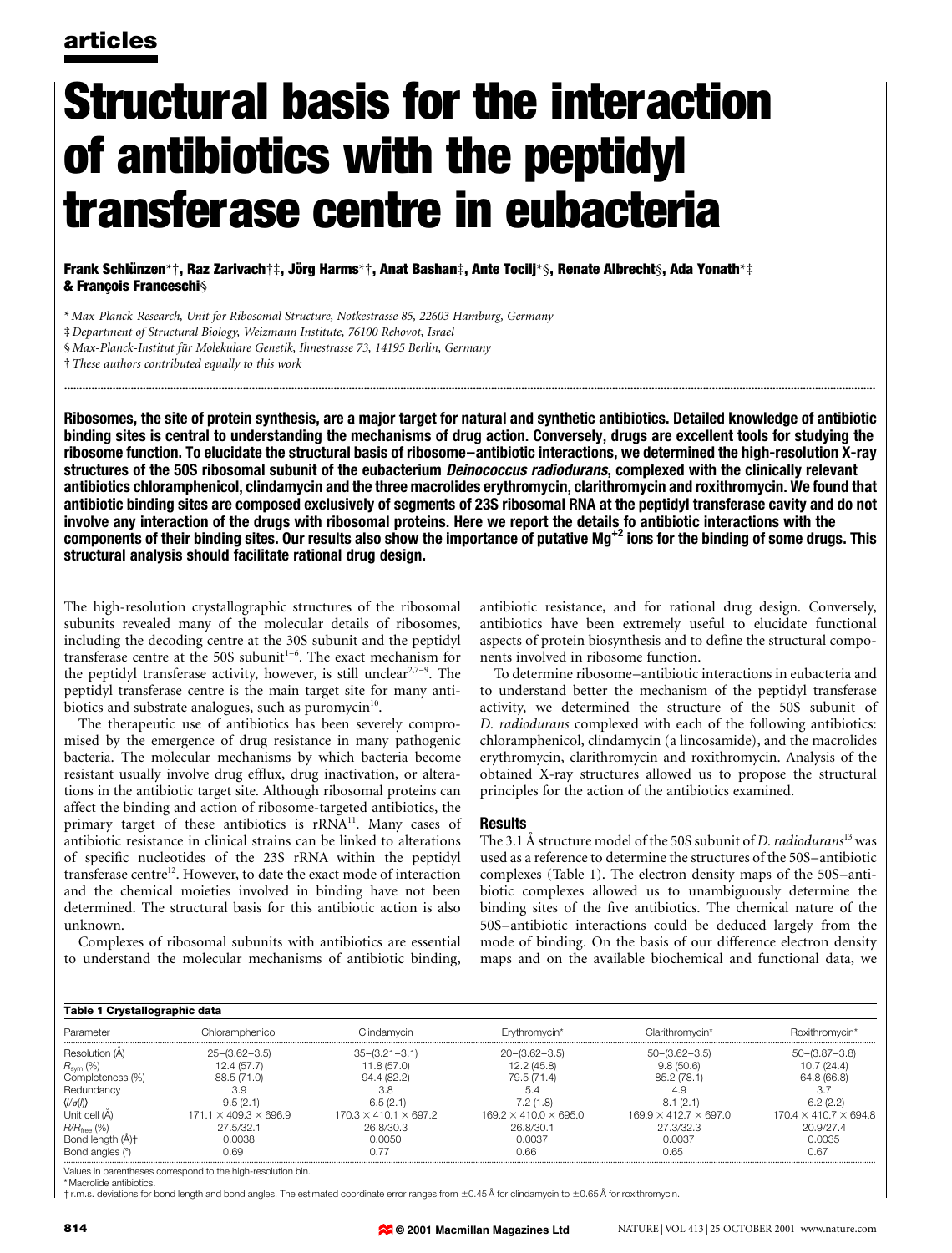# Structural basis for the interaction of antibiotics with the peptidyl transferase centre in eubacteria

**Frank Schlünzen*†, Raz Zarivach†‡, Jörg Harms*†, Anat Bashan‡, Ante Tocilj*§, Renate Albrecht§, Ada Yonath*‡ & François Franceschi§**

\* *Max-Planck-Research, Unit for Ribosomal Structure, Notkestrasse 85, 22603 Hamburg, Germany*

‡ *Department of Structural Biology, Weizmann Institute, 76100 Rehovot, Israel*

§ *Max-Planck-Institut für Molekulare Genetik, Ihnestrasse 73, 14195 Berlin, Germany*

† *These authors contributed equally to this work*

**Ribosomes, the site of protein synthesis, are a major target for natural and synthetic antibiotics. Detailed knowledge of antibiotic binding sites is central to understanding the mechanisms of drug action. Conversely, drugs are excellent tools for studying the ribosome function. To elucidate the structural basis of ribosome–antibiotic interactions, we determined the high-resolution X-ray structures of the 50S ribosomal subunit of the eubacterium *Deinococcus radiodurans*, complexed with the clinically relevant antibiotics chloramphenicol, clindamycin and the three macrolides erythromycin, clarithromycin and roxithromycin. We found that antibiotic binding sites are composed exclusively of segments of 23S ribosomal RNA at the peptidyl transferase cavity and do not involve any interaction of the drugs with ribosomal proteins. Here we report the details fo antibiotic interactions with the components of their binding sites. Our results also show the importance of putative $Mg^{+2}$ ions for the binding of some drugs. This structural analysis should facilitate rational drug design.**

The high-resolution crystallographic structures of the ribosomal subunits revealed many of the molecular details of ribosomes, including the decoding centre at the 30S subunit and the peptidyl transferase centre at the 50S subunit[1–6]. The exact mechanism for the peptidyl transferase activity, however, is still unclear[2,7–9]. The peptidyl transferase centre is the main target site for many antibiotics and substrate analogues, such as puromycin[10].

The therapeutic use of antibiotics has been severely compromised by the emergence of drug resistance in many pathogenic bacteria. The molecular mechanisms by which bacteria become resistant usually involve drug efflux, drug inactivation, or alterations in the antibiotic target site. Although ribosomal proteins can affect the binding and action of ribosome-targeted antibiotics, the primary target of these antibiotics is rRNA[11]. Many cases of antibiotic resistance in clinical strains can be linked to alterations of specific nucleotides of the 23S rRNA within the peptidyl transferase centre[12]. However, to date the exact mode of interaction and the chemical moieties involved in binding have not been determined. The structural basis for this antibiotic action is also unknown.

Complexes of ribosomal subunits with antibiotics are essential to understand the molecular mechanisms of antibiotic binding, antibiotic resistance, and for rational drug design. Conversely, antibiotics have been extremely useful to elucidate functional aspects of protein biosynthesis and to define the structural components involved in ribosome function.

To determine ribosome–antibiotic interactions in eubacteria and to understand better the mechanism of the peptidyl transferase activity, we determined the structure of the 50S subunit of *D. radiodurans* complexed with each of the following antibiotics: chloramphenicol, clindamycin (a lincosamide), and the macrolides erythromycin, clarithromycin and roxithromycin. Analysis of the obtained X-ray structures allowed us to propose the structural principles for the action of the antibiotics examined.

## Results

The 3.1 Å structure model of the 50S subunit of *D. radiodurans*[13] was used as a reference to determine the structures of the 50S–antibiotic complexes (Table 1). The electron density maps of the 50S–antibiotic complexes allowed us to unambiguously determine the binding sites of the five antibiotics. The chemical nature of the 50S–antibiotic interactions could be deduced largely from the mode of binding. On the basis of our difference electron density maps and on the available biochemical and functional data, we

**Table 1 Crystallographic data**

| Parameter | Chloramphenicol | Clindamycin | Erythromycin* | Clarithromycin* | Roxithromycin* |
|---|---|---|---|---|---|
| Resolution (Å) | 25–(3.62–3.5) | 35–(3.21–3.1) | 20–(3.62–3.5) | 50–(3.62–3.5) | 50–(3.87–3.8) |
| $R_{sym}$ (%) | 12.4 (57.7) | 11.8 (57.0) | 12.2 (45.8) | 9.8 (50.6) | 10.7 (24.4) |
| Completeness (%) | 88.5 (71.0) | 94.4 (82.2) | 79.5 (71.4) | 85.2 (78.1) | 64.8 (66.8) |
| Redundancy | 3.9 | 3.8 | 5.4 | 4.9 | 3.7 |
| $\langle I/\sigma(I)\rangle$ | 9.5 (2.1) | 6.5 (2.1) | 7.2 (1.8) | 8.1 (2.1) | 6.2 (2.2) |
| Unit cell (Å) | 171.1 × 409.3 × 696.9 | 170.3 × 410.1 × 697.2 | 169.2 × 410.0 × 695.0 | 169.9 × 412.7 × 697.0 | 170.4 × 410.7 × 694.8 |
| $R/R_{free}$ (%) | 27.5/32.1 | 26.8/30.3 | 26.8/30.1 | 27.3/32.3 | 20.9/27.4 |
| Bond length (Å)† | 0.0038 | 0.0050 | 0.0037 | 0.0037 | 0.0035 |
| Bond angles (°) | 0.69 | 0.77 | 0.66 | 0.65 | 0.67 |

Values in parentheses correspond to the high-resolution bin.

\* Macrolide antibiotics.

† r.m.s. deviations for bond length and bond angles. The estimated coordinate error ranges from ±0.45 Å for clindamycin to ±0.65 Å for roxithromycin.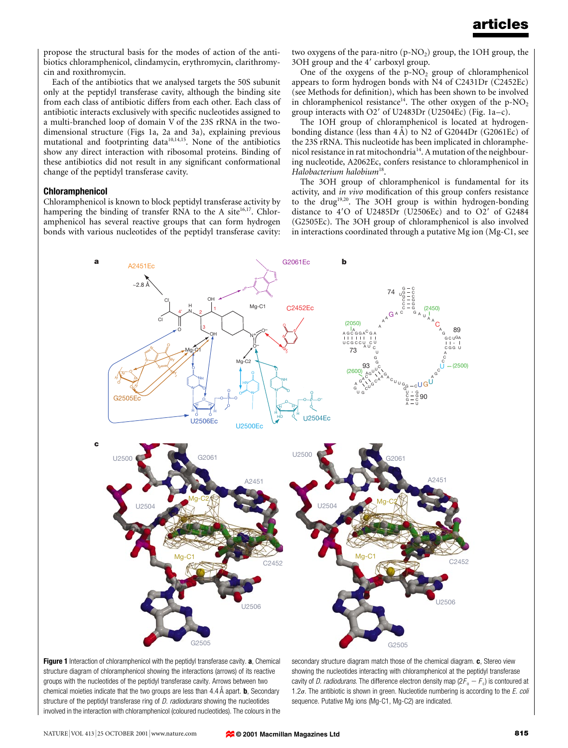propose the structural basis for the modes of action of the antibiotics chloramphenicol, clindamycin, erythromycin, clarithromycin and roxithromycin.

Each of the antibiotics that we analysed targets the 50S subunit only at the peptidyl transferase cavity, although the binding site from each class of antibiotic differs from each other. Each class of antibiotic interacts exclusively with specific nucleotides assigned to a multi-branched loop of domain V of the 23S rRNA in the two-dimensional structure (Figs 1a, 2a and 3a), explaining previous mutational and footprinting data[10,14,15]. None of the antibiotics show any direct interaction with ribosomal proteins. Binding of these antibiotics did not result in any significant conformational change of the peptidyl transferase cavity.

## Chloramphenicol

Chloramphenicol is known to block peptidyl transferase activity by hampering the binding of transfer RNA to the A site[16,17]. Chloramphenicol has several reactive groups that can form hydrogen bonds with various nucleotides of the peptidyl transferase cavity: two oxygens of the para-nitro (p-$NO_2$) group, the 1OH group, the 3OH group and the 4′ carboxyl group.

One of the oxygens of the p-$NO_2$ group of chloramphenicol appears to form hydrogen bonds with N4 of C2431Dr (C2452Ec) (see Methods for definition), which has been shown to be involved in chloramphenicol resistance[14]. The other oxygen of the p-$NO_2$ group interacts with O2′ of U2483Dr (U2504Ec) (Fig. 1a–c).

The 1OH group of chloramphenicol is located at hydrogen-bonding distance (less than 4 Å) to N2 of G2044Dr (G2061Ec) of the 23S rRNA. This nucleotide has been implicated in chloramphenicol resistance in rat mitochondria[14]. A mutation of the neighbouring nucleotide, A2062Ec, confers resistance to chloramphenicol in *Halobacterium halobium*[18].

The 3OH group of chloramphenicol is fundamental for its activity, and *in vivo* modification of this group confers resistance to the drug[19,20]. The 3OH group is within hydrogen-bonding distance to 4′O of U2485Dr (U2506Ec) and to O2′ of G2484 (G2505Ec). The 3OH group of chloramphenicol is also involved in interactions coordinated through a putative Mg ion (Mg-C1, see

**Figure 1** Interaction of chloramphenicol with the peptidyl transferase cavity. **a**, Chemical structure diagram of chloramphenicol showing the interactions (arrows) of its reactive groups with the nucleotides of the peptidyl transferase cavity. Arrows between two chemical moieties indicate that the two groups are less than 4.4 Å apart. **b**, Secondary structure of the peptidyl transferase ring of *D. radiodurans* showing the nucleotides involved in the interaction with chloramphenicol (coloured nucleotides). The colours in the secondary structure diagram match those of the chemical diagram. **c**, Stereo view showing the nucleotides interacting with chloramphenicol at the peptidyl transferase cavity of *D. radiodurans*. The difference electron density map ($2F_o - F_c$) is contoured at 1.2$\sigma$. The antibiotic is shown in green. Nucleotide numbering is according to the *E. coli* sequence. Putative Mg ions (Mg-C1, Mg-C2) are indicated.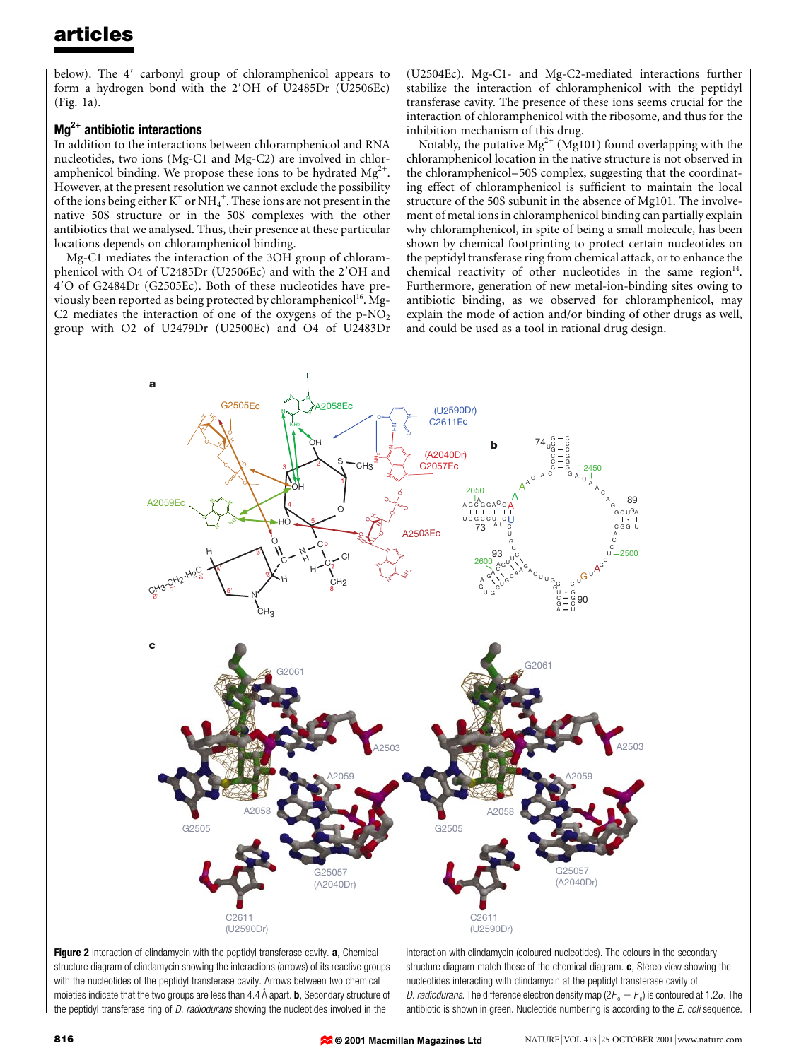below). The 4′ carbonyl group of chloramphenicol appears to form a hydrogen bond with the 2′OH of U2485Dr (U2506Ec) (Fig. 1a).

### $Mg^{2+}$ antibiotic interactions

In addition to the interactions between chloramphenicol and RNA nucleotides, two ions (Mg-C1 and Mg-C2) are involved in chloramphenicol binding. We propose these ions to be hydrated $Mg^{2+}$. However, at the present resolution we cannot exclude the possibility of the ions being either $K^+$ or $NH_4^+$. These ions are not present in the native 50S structure or in the 50S complexes with the other antibiotics that we analysed. Thus, their presence at these particular locations depends on chloramphenicol binding.

Mg-C1 mediates the interaction of the 3OH group of chloramphenicol with O4 of U2485Dr (U2506Ec) and with the 2′OH and 4′O of G2484Dr (G2505Ec). Both of these nucleotides have previously been reported as being protected by chloramphenicol[16]. Mg-C2 mediates the interaction of one of the oxygens of the p-$NO_2$ group with O2 of U2479Dr (U2500Ec) and O4 of U2483Dr (U2504Ec). Mg-C1- and Mg-C2-mediated interactions further stabilize the interaction of chloramphenicol with the peptidyl transferase cavity. The presence of these ions seems crucial for the interaction of chloramphenicol with the ribosome, and thus for the inhibition mechanism of this drug.

Notably, the putative $Mg^{2+}$ (Mg101) found overlapping with the chloramphenicol location in the native structure is not observed in the chloramphenicol–50S complex, suggesting that the coordinating effect of chloramphenicol is sufficient to maintain the local structure of the 50S subunit in the absence of Mg101. The involvement of metal ions in chloramphenicol binding can partially explain why chloramphenicol, in spite of being a small molecule, has been shown by chemical footprinting to protect certain nucleotides on the peptidyl transferase ring from chemical attack, or to enhance the chemical reactivity of other nucleotides in the same region[14]. Furthermore, generation of new metal-ion-binding sites owing to antibiotic binding, as we observed for chloramphenicol, may explain the mode of action and/or binding of other drugs as well, and could be used as a tool in rational drug design.

**Figure 2** Interaction of clindamycin with the peptidyl transferase cavity. **a**, Chemical structure diagram of clindamycin showing the interactions (arrows) of its reactive groups with the nucleotides of the peptidyl transferase cavity. Arrows between two chemical moieties indicate that the two groups are less than 4.4 Å apart. **b**, Secondary structure of the peptidyl transferase ring of *D. radiodurans* showing the nucleotides involved in the interaction with clindamycin (coloured nucleotides). The colours in the secondary structure diagram match those of the chemical diagram. **c**, Stereo view showing the nucleotides interacting with clindamycin at the peptidyl transferase cavity of *D. radiodurans*. The difference electron density map ($2F_o - F_c$) is contoured at 1.2σ. The antibiotic is shown in green. Nucleotide numbering is according to the *E. coli* sequence.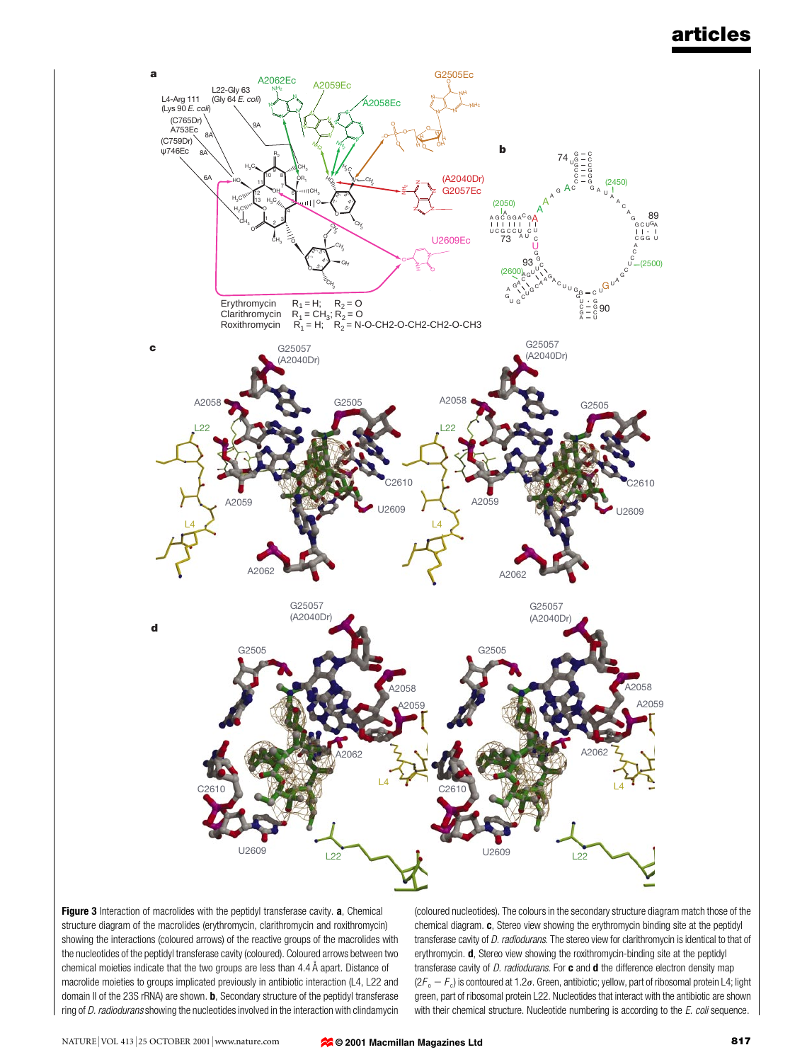**Figure 3** Interaction of macrolides with the peptidyl transferase cavity. **a**, Chemical structure diagram of the macrolides (erythromycin, clarithromycin and roxithromycin) showing the interactions (coloured arrows) of the reactive groups of the macrolides with the nucleotides of the peptidyl transferase cavity (coloured). Coloured arrows between two chemical moieties indicate that the two groups are less than 4.4 Å apart. Distance of macrolide moieties to groups implicated previously in antibiotic interaction (L4, L22 and domain II of the 23S rRNA) are shown. **b**, Secondary structure of the peptidyl transferase ring of *D. radiodurans* showing the nucleotides involved in the interaction with clindamycin (coloured nucleotides). The colours in the secondary structure diagram match those of the chemical diagram. **c**, Stereo view showing the erythromycin binding site at the peptidyl transferase cavity of *D. radiodurans*. The stereo view for clarithromycin is identical to that of erythromycin. **d**, Stereo view showing the roxithromycin-binding site at the peptidyl transferase cavity of *D. radiodurans*. For **c** and **d** the difference electron density map ($2F_o - F_c$) is contoured at 1.2$\sigma$. Green, antibiotic; yellow, part of ribosomal protein L4; light green, part of ribosomal protein L22. Nucleotides that interact with the antibiotic are shown with their chemical structure. Nucleotide numbering is according to the *E. coli* sequence.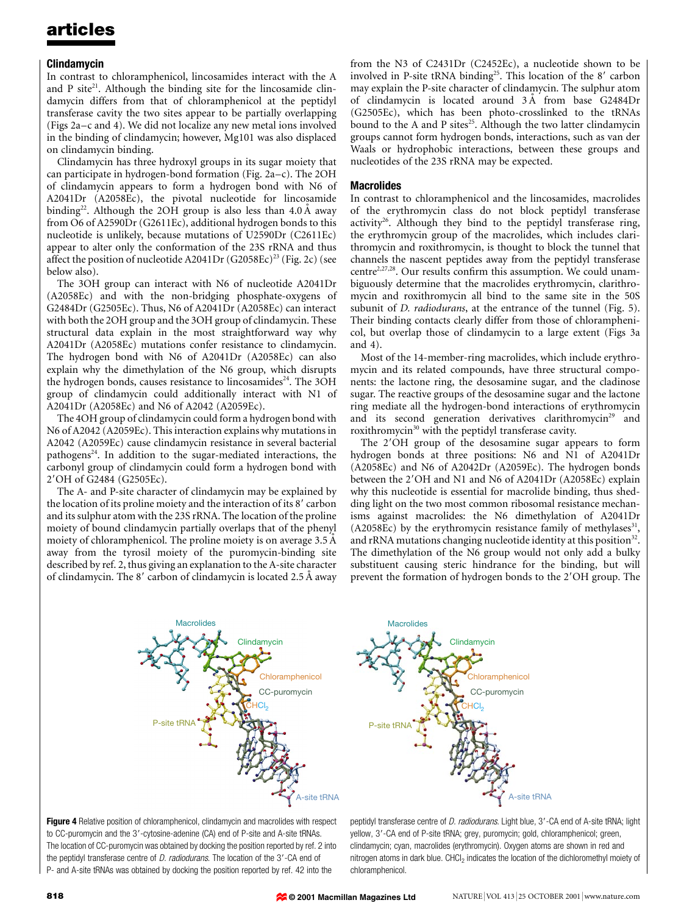## Clindamycin

In contrast to chloramphenicol, lincosamides interact with the A and P site[21]. Although the binding site for the lincosamide clindamycin differs from that of chloramphenicol at the peptidyl transferase cavity the two sites appear to be partially overlapping (Figs 2a–c and 4). We did not localize any new metal ions involved in the binding of clindamycin; however, Mg101 was also displaced on clindamycin binding.

Clindamycin has three hydroxyl groups in its sugar moiety that can participate in hydrogen-bond formation (Fig. 2a–c). The 2OH of clindamycin appears to form a hydrogen bond with N6 of A2041Dr (A2058Ec), the pivotal nucleotide for lincosamide binding[22]. Although the 2OH group is also less than 4.0 Å away from O6 of A2590Dr (G2611Ec), additional hydrogen bonds to this nucleotide is unlikely, because mutations of U2590Dr (C2611Ec) appear to alter only the conformation of the 23S rRNA and thus affect the position of nucleotide A2041Dr (G2058Ec)[23] (Fig. 2c) (see below also).

The 3OH group can interact with N6 of nucleotide A2041Dr (A2058Ec) and with the non-bridging phosphate-oxygens of G2484Dr (G2505Ec). Thus, N6 of A2041Dr (A2058Ec) can interact with both the 2OH group and the 3OH group of clindamycin. These structural data explain in the most straightforward way why A2041Dr (A2058Ec) mutations confer resistance to clindamycin. The hydrogen bond with N6 of A2041Dr (A2058Ec) can also explain why the dimethylation of the N6 group, which disrupts the hydrogen bonds, causes resistance to lincosamides[24]. The 3OH group of clindamycin could additionally interact with N1 of A2041Dr (A2058Ec) and N6 of A2042 (A2059Ec).

The 4OH group of clindamycin could form a hydrogen bond with N6 of A2042 (A2059Ec). This interaction explains why mutations in A2042 (A2059Ec) cause clindamycin resistance in several bacterial pathogens[24]. In addition to the sugar-mediated interactions, the carbonyl group of clindamycin could form a hydrogen bond with 2′OH of G2484 (G2505Ec).

The A- and P-site character of clindamycin may be explained by the location of its proline moiety and the interaction of its 8′ carbon and its sulphur atom with the 23S rRNA. The location of the proline moiety of bound clindamycin partially overlaps that of the phenyl moiety of chloramphenicol. The proline moiety is on average 3.5 Å away from the tyrosil moiety of the puromycin-binding site described by ref. 2, thus giving an explanation to the A-site character of clindamycin. The 8′ carbon of clindamycin is located 2.5 Å away from the N3 of C2431Dr (C2452Ec), a nucleotide shown to be involved in P-site tRNA binding[25]. This location of the 8′ carbon may explain the P-site character of clindamycin. The sulphur atom of clindamycin is located around 3 Å from base G2484Dr (G2505Ec), which has been photo-crosslinked to the tRNAs bound to the A and P sites[25]. Although the two latter clindamycin groups cannot form hydrogen bonds, interactions, such as van der Waals or hydrophobic interactions, between these groups and nucleotides of the 23S rRNA may be expected.

## Macrolides

In contrast to chloramphenicol and the lincosamides, macrolides of the erythromycin class do not block peptidyl transferase activity[26]. Although they bind to the peptidyl transferase ring, the erythromycin group of the macrolides, which includes clarithromycin and roxithromycin, is thought to block the tunnel that channels the nascent peptides away from the peptidyl transferase centre[2,27,28]. Our results confirm this assumption. We could unambiguously determine that the macrolides erythromycin, clarithromycin and roxithromycin all bind to the same site in the 50S subunit of *D. radiodurans*, at the entrance of the tunnel (Fig. 5). Their binding contacts clearly differ from those of chloramphenicol, but overlap those of clindamycin to a large extent (Figs 3a and 4).

Most of the 14-member-ring macrolides, which include erythromycin and its related compounds, have three structural components: the lactone ring, the desosamine sugar, and the cladinose sugar. The reactive groups of the desosamine sugar and the lactone ring mediate all the hydrogen-bond interactions of erythromycin and its second generation derivatives clarithromycin[29] and roxithromycin[30] with the peptidyl transferase cavity.

The 2′OH group of the desosamine sugar appears to form hydrogen bonds at three positions: N6 and N1 of A2041Dr (A2058Ec) and N6 of A2042Dr (A2059Ec). The hydrogen bonds between the 2′OH and N1 and N6 of A2041Dr (A2058Ec) explain why this nucleotide is essential for macrolide binding, thus shedding light on the two most common ribosomal resistance mechanisms against macrolides: the N6 dimethylation of A2041Dr (A2058Ec) by the erythromycin resistance family of methylases[31], and rRNA mutations changing nucleotide identity at this position[32]. The dimethylation of the N6 group would not only add a bulky substituent causing steric hindrance for the binding, but will prevent the formation of hydrogen bonds to the 2′OH group. The

**Figure 4** Relative position of chloramphenicol, clindamycin and macrolides with respect to CC-puromycin and the 3′-cytosine-adenine (CA) end of P-site and A-site tRNAs. The location of CC-puromycin was obtained by docking the position reported by ref. 2 into the peptidyl transferase centre of *D. radiodurans*. The location of the 3′-CA end of P- and A-site tRNAs was obtained by docking the position reported by ref. 42 into the peptidyl transferase centre of *D. radiodurans*. Light blue, 3′-CA end of A-site tRNA; light yellow, 3′-CA end of P-site tRNA; grey, puromycin; gold, chloramphenicol; green, clindamycin; cyan, macrolides (erythromycin). Oxygen atoms are shown in red and nitrogen atoms in dark blue. $CHCl_2$ indicates the location of the dichloromethyl moiety of chloramphenicol.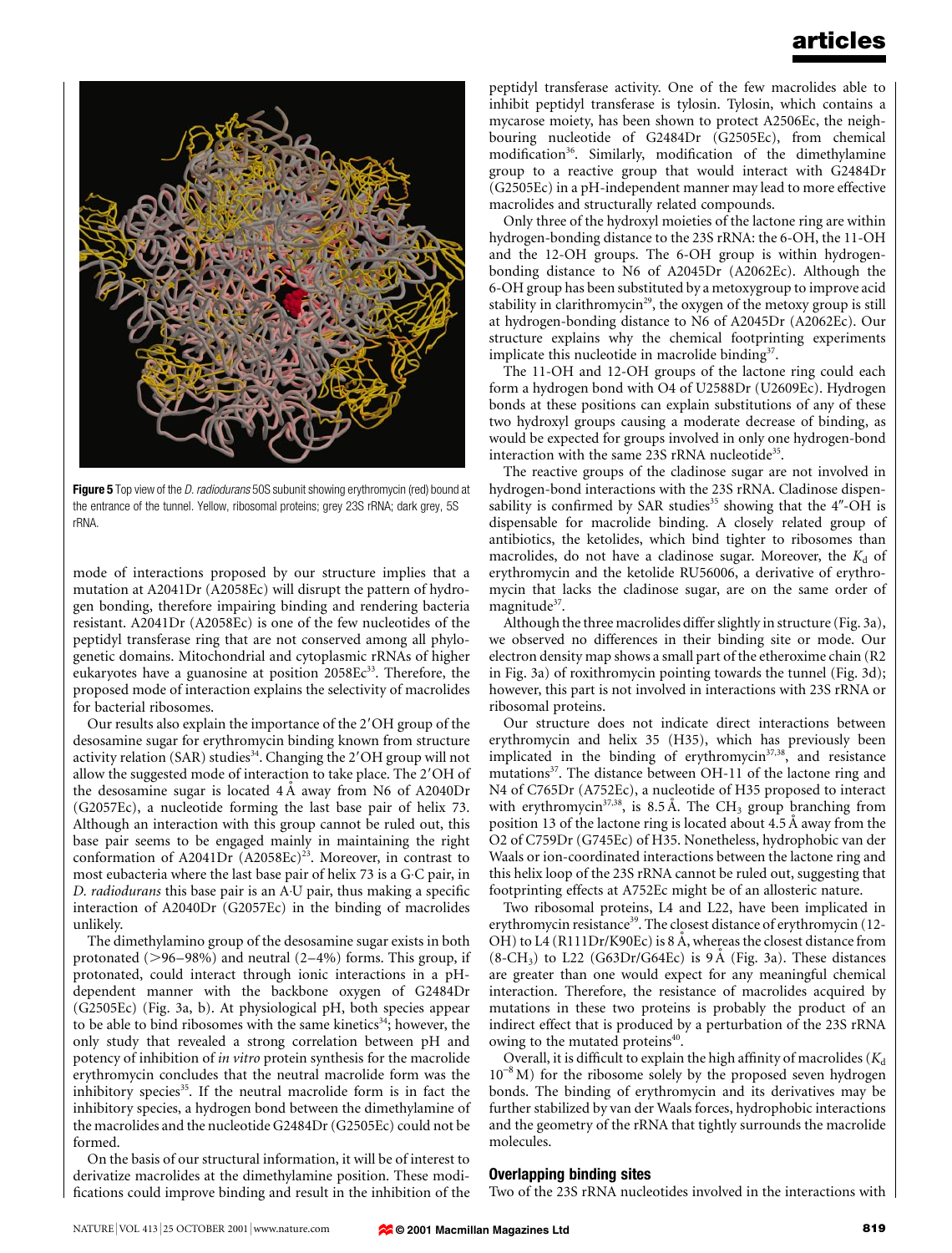**Figure 5** Top view of the *D. radiodurans* 50S subunit showing erythromycin (red) bound at the entrance of the tunnel. Yellow, ribosomal proteins; grey 23S rRNA; dark grey, 5S rRNA.

mode of interactions proposed by our structure implies that a mutation at A2041Dr (A2058Ec) will disrupt the pattern of hydrogen bonding, therefore impairing binding and rendering bacteria resistant. A2041Dr (A2058Ec) is one of the few nucleotides of the peptidyl transferase ring that are not conserved among all phylogenetic domains. Mitochondrial and cytoplasmic rRNAs of higher eukaryotes have a guanosine at position 2058Ec[33]. Therefore, the proposed mode of interaction explains the selectivity of macrolides for bacterial ribosomes.

Our results also explain the importance of the 2′OH group of the desosamine sugar for erythromycin binding known from structure activity relation (SAR) studies[34]. Changing the 2′OH group will not allow the suggested mode of interaction to take place. The 2′OH of the desosamine sugar is located 4 Å away from N6 of A2040Dr (G2057Ec), a nucleotide forming the last base pair of helix 73. Although an interaction with this group cannot be ruled out, this base pair seems to be engaged mainly in maintaining the right conformation of A2041Dr (A2058Ec)[23]. Moreover, in contrast to most eubacteria where the last base pair of helix 73 is a G·C pair, in *D. radiodurans* this base pair is an A·U pair, thus making a specific interaction of A2040Dr (G2057Ec) in the binding of macrolides unlikely.

The dimethylamino group of the desosamine sugar exists in both protonated (>96–98%) and neutral (2–4%) forms. This group, if protonated, could interact through ionic interactions in a pH-dependent manner with the backbone oxygen of G2484Dr (G2505Ec) (Fig. 3a, b). At physiological pH, both species appear to be able to bind ribosomes with the same kinetics[34]; however, the only study that revealed a strong correlation between pH and potency of inhibition of *in vitro* protein synthesis for the macrolide erythromycin concludes that the neutral macrolide form was the inhibitory species[35]. If the neutral macrolide form is in fact the inhibitory species, a hydrogen bond between the dimethylamine of the macrolides and the nucleotide G2484Dr (G2505Ec) could not be formed.

On the basis of our structural information, it will be of interest to derivatize macrolides at the dimethylamine position. These modifications could improve binding and result in the inhibition of the peptidyl transferase activity. One of the few macrolides able to inhibit peptidyl transferase is tylosin. Tylosin, which contains a mycarose moiety, has been shown to protect A2506Ec, the neighbouring nucleotide of G2484Dr (G2505Ec), from chemical modification[36]. Similarly, modification of the dimethylamine group to a reactive group that would interact with G2484Dr (G2505Ec) in a pH-independent manner may lead to more effective macrolides and structurally related compounds.

Only three of the hydroxyl moieties of the lactone ring are within hydrogen-bonding distance to the 23S rRNA: the 6-OH, the 11-OH and the 12-OH groups. The 6-OH group is within hydrogen-bonding distance to N6 of A2045Dr (A2062Ec). Although the 6-OH group has been substituted by a metoxygroup to improve acid stability in clarithromycin[29], the oxygen of the metoxy group is still at hydrogen-bonding distance to N6 of A2045Dr (A2062Ec). Our structure explains why the chemical footprinting experiments implicate this nucleotide in macrolide binding[37].

The 11-OH and 12-OH groups of the lactone ring could each form a hydrogen bond with O4 of U2588Dr (U2609Ec). Hydrogen bonds at these positions can explain substitutions of any of these two hydroxyl groups causing a moderate decrease of binding, as would be expected for groups involved in only one hydrogen-bond interaction with the same 23S rRNA nucleotide[35].

The reactive groups of the cladinose sugar are not involved in hydrogen-bond interactions with the 23S rRNA. Cladinose dispensability is confirmed by SAR studies[35] showing that the 4″-OH is dispensable for macrolide binding. A closely related group of antibiotics, the ketolides, which bind tighter to ribosomes than macrolides, do not have a cladinose sugar. Moreover, the $K_d$ of erythromycin and the ketolide RU56006, a derivative of erythromycin that lacks the cladinose sugar, are on the same order of magnitude[37].

Although the three macrolides differ slightly in structure (Fig. 3a), we observed no differences in their binding site or mode. Our electron density map shows a small part of the etheroxime chain (R2 in Fig. 3a) of roxithromycin pointing towards the tunnel (Fig. 3d); however, this part is not involved in interactions with 23S rRNA or ribosomal proteins.

Our structure does not indicate direct interactions between erythromycin and helix 35 (H35), which has previously been implicated in the binding of erythromycin[37,38], and resistance mutations[37]. The distance between OH-11 of the lactone ring and N4 of C765Dr (A752Ec), a nucleotide of H35 proposed to interact with erythromycin[37,38], is 8.5 Å. The $CH_3$ group branching from position 13 of the lactone ring is located about 4.5 Å away from the O2 of C759Dr (G745Ec) of H35. Nonetheless, hydrophobic van der Waals or ion-coordinated interactions between the lactone ring and this helix loop of the 23S rRNA cannot be ruled out, suggesting that footprinting effects at A752Ec might be of an allosteric nature.

Two ribosomal proteins, L4 and L22, have been implicated in erythromycin resistance[39]. The closest distance of erythromycin (12-OH) to L4 (R111Dr/K90Ec) is 8 Å, whereas the closest distance from (8-$CH_3$) to L22 (G63Dr/G64Ec) is 9 Å (Fig. 3a). These distances are greater than one would expect for any meaningful chemical interaction. Therefore, the resistance of macrolides acquired by mutations in these two proteins is probably the product of an indirect effect that is produced by a perturbation of the 23S rRNA owing to the mutated proteins[40].

Overall, it is difficult to explain the high affinity of macrolides ($K_d$ $10^{-8}$ M) for the ribosome solely by the proposed seven hydrogen bonds. The binding of erythromycin and its derivatives may be further stabilized by van der Waals forces, hydrophobic interactions and the geometry of the rRNA that tightly surrounds the macrolide molecules.

## Overlapping binding sites

Two of the 23S rRNA nucleotides involved in the interactions with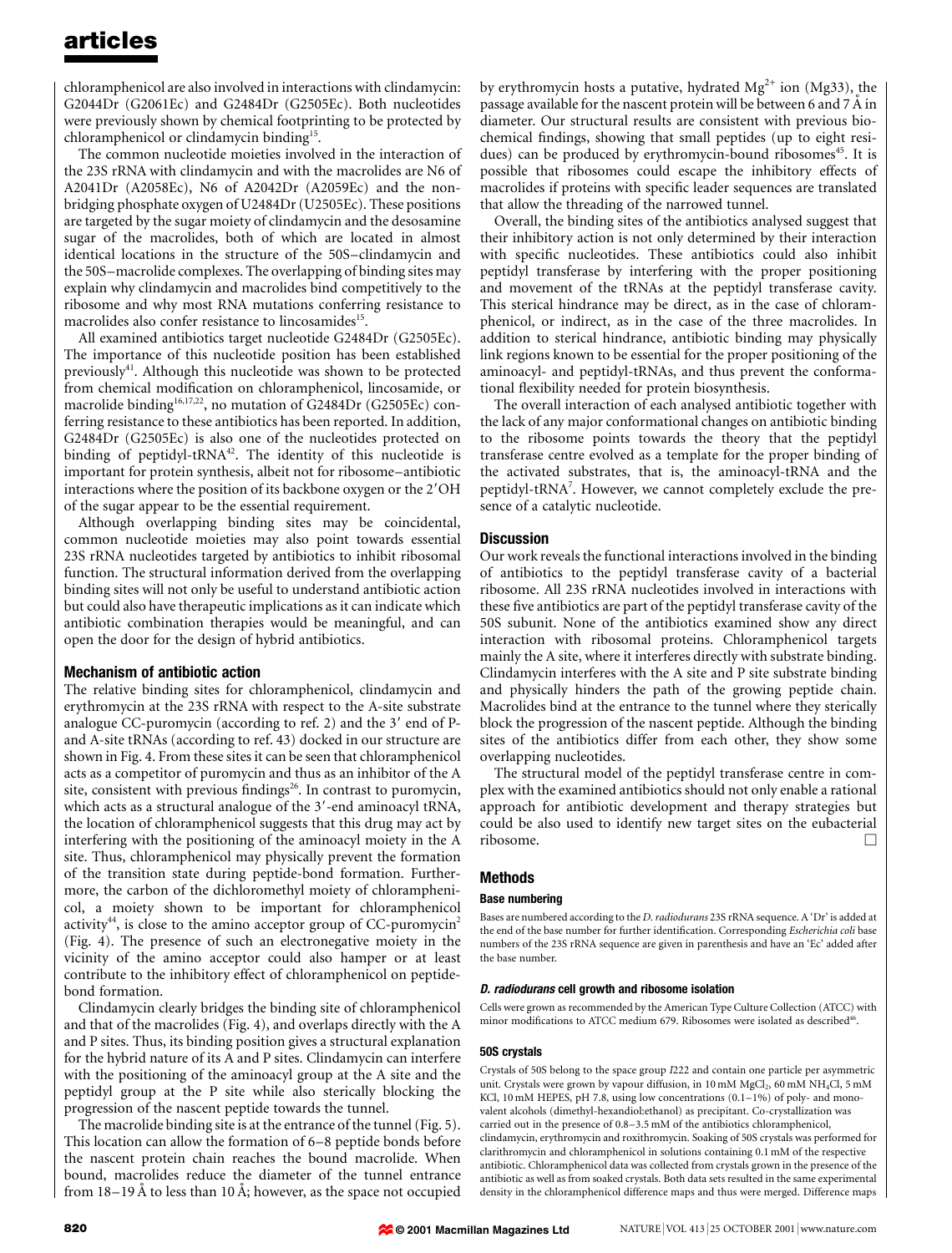chloramphenicol are also involved in interactions with clindamycin: G2044Dr (G2061Ec) and G2484Dr (G2505Ec). Both nucleotides were previously shown by chemical footprinting to be protected by chloramphenicol or clindamycin binding[15].

The common nucleotide moieties involved in the interaction of the 23S rRNA with clindamycin and with the macrolides are N6 of A2041Dr (A2058Ec), N6 of A2042Dr (A2059Ec) and the non-bridging phosphate oxygen of U2484Dr (U2505Ec). These positions are targeted by the sugar moiety of clindamycin and the desosamine sugar of the macrolides, both of which are located in almost identical locations in the structure of the 50S–clindamycin and the 50S–macrolide complexes. The overlapping of binding sites may explain why clindamycin and macrolides bind competitively to the ribosome and why most RNA mutations conferring resistance to macrolides also confer resistance to lincosamides[15].

All examined antibiotics target nucleotide G2484Dr (G2505Ec). The importance of this nucleotide position has been established previously[41]. Although this nucleotide was shown to be protected from chemical modification on chloramphenicol, lincosamide, or macrolide binding[16,17,22], no mutation of G2484Dr (G2505Ec) conferring resistance to these antibiotics has been reported. In addition, G2484Dr (G2505Ec) is also one of the nucleotides protected on binding of peptidyl-tRNA[42]. The identity of this nucleotide is important for protein synthesis, albeit not for ribosome–antibiotic interactions where the position of its backbone oxygen or the 2′OH of the sugar appear to be the essential requirement.

Although overlapping binding sites may be coincidental, common nucleotide moieties may also point towards essential 23S rRNA nucleotides targeted by antibiotics to inhibit ribosomal function. The structural information derived from the overlapping binding sites will not only be useful to understand antibiotic action but could also have therapeutic implications as it can indicate which antibiotic combination therapies would be meaningful, and can open the door for the design of hybrid antibiotics.

### Mechanism of antibiotic action

The relative binding sites for chloramphenicol, clindamycin and erythromycin at the 23S rRNA with respect to the A-site substrate analogue CC-puromycin (according to ref. 2) and the 3′ end of P- and A-site tRNAs (according to ref. 43) docked in our structure are shown in Fig. 4. From these sites it can be seen that chloramphenicol acts as a competitor of puromycin and thus as an inhibitor of the A site, consistent with previous findings[26]. In contrast to puromycin, which acts as a structural analogue of the 3′-end aminoacyl tRNA, the location of chloramphenicol suggests that this drug may act by interfering with the positioning of the aminoacyl moiety in the A site. Thus, chloramphenicol may physically prevent the formation of the transition state during peptide-bond formation. Furthermore, the carbon of the dichloromethyl moiety of chloramphenicol, a moiety shown to be important for chloramphenicol activity[44], is close to the amino acceptor group of CC-puromycin[2] (Fig. 4). The presence of such an electronegative moiety in the vicinity of the amino acceptor could also hamper or at least contribute to the inhibitory effect of chloramphenicol on peptide-bond formation.

Clindamycin clearly bridges the binding site of chloramphenicol and that of the macrolides (Fig. 4), and overlaps directly with the A and P sites. Thus, its binding position gives a structural explanation for the hybrid nature of its A and P sites. Clindamycin can interfere with the positioning of the aminoacyl group at the A site and the peptidyl group at the P site while also sterically blocking the progression of the nascent peptide towards the tunnel.

The macrolide binding site is at the entrance of the tunnel (Fig. 5). This location can allow the formation of 6–8 peptide bonds before the nascent protein chain reaches the bound macrolide. When bound, macrolides reduce the diameter of the tunnel entrance from 18–19 Å to less than 10 Å; however, as the space not occupied by erythromycin hosts a putative, hydrated $Mg^{2+}$ ion (Mg33), the passage available for the nascent protein will be between 6 and 7 Å in diameter. Our structural results are consistent with previous biochemical findings, showing that small peptides (up to eight residues) can be produced by erythromycin-bound ribosomes[45]. It is possible that ribosomes could escape the inhibitory effects of macrolides if proteins with specific leader sequences are translated that allow the threading of the narrowed tunnel.

Overall, the binding sites of the antibiotics analysed suggest that their inhibitory action is not only determined by their interaction with specific nucleotides. These antibiotics could also inhibit peptidyl transferase by interfering with the proper positioning and movement of the tRNAs at the peptidyl transferase cavity. This sterical hindrance may be direct, as in the case of chloramphenicol, or indirect, as in the case of the three macrolides. In addition to sterical hindrance, antibiotic binding may physically link regions known to be essential for the proper positioning of the aminoacyl- and peptidyl-tRNAs, and thus prevent the conformational flexibility needed for protein biosynthesis.

The overall interaction of each analysed antibiotic together with the lack of any major conformational changes on antibiotic binding to the ribosome points towards the theory that the peptidyl transferase centre evolved as a template for the proper binding of the activated substrates, that is, the aminoacyl-tRNA and the peptidyl-tRNA[7]. However, we cannot completely exclude the presence of a catalytic nucleotide.

## Discussion

Our work reveals the functional interactions involved in the binding of antibiotics to the peptidyl transferase cavity of a bacterial ribosome. All 23S rRNA nucleotides involved in interactions with these five antibiotics are part of the peptidyl transferase cavity of the 50S subunit. None of the antibiotics examined show any direct interaction with ribosomal proteins. Chloramphenicol targets mainly the A site, where it interferes directly with substrate binding. Clindamycin interferes with the A site and P site substrate binding and physically hinders the path of the growing peptide chain. Macrolides bind at the entrance to the tunnel where they sterically block the progression of the nascent peptide. Although the binding sites of the antibiotics differ from each other, they show some overlapping nucleotides.

The structural model of the peptidyl transferase centre in complex with the examined antibiotics should not only enable a rational approach for antibiotic development and therapy strategies but could be also used to identify new target sites on the eubacterial ribosome. □

## Methods

### Base numbering

Bases are numbered according to the *D. radiodurans* 23S rRNA sequence. A 'Dr' is added at the end of the base number for further identification. Corresponding *Escherichia coli* base numbers of the 23S rRNA sequence are given in parenthesis and have an 'Ec' added after the base number.

### *D. radiodurans* cell growth and ribosome isolation

Cells were grown as recommended by the American Type Culture Collection (ATCC) with minor modifications to ATCC medium 679. Ribosomes were isolated as described[46].

### 50S crystals

Crystals of 50S belong to the space group *I*222 and contain one particle per asymmetric unit. Crystals were grown by vapour diffusion, in 10 mM $MgCl_2$, 60 mM $NH_4Cl$, 5 mM KCl, 10 mM HEPES, pH 7.8, using low concentrations (0.1–1%) of poly- and monovalent alcohols (dimethyl-hexandiol:ethanol) as precipitant. Co-crystallization was carried out in the presence of 0.8–3.5 mM of the antibiotics chloramphenicol, clindamycin, erythromycin and roxithromycin. Soaking of 50S crystals was performed for clarithromycin and chloramphenicol in solutions containing 0.1 mM of the respective antibiotic. Chloramphenicol data was collected from crystals grown in the presence of the antibiotic as well as from soaked crystals. Both data sets resulted in the same experimental density in the chloramphenicol difference maps and thus were merged. Difference maps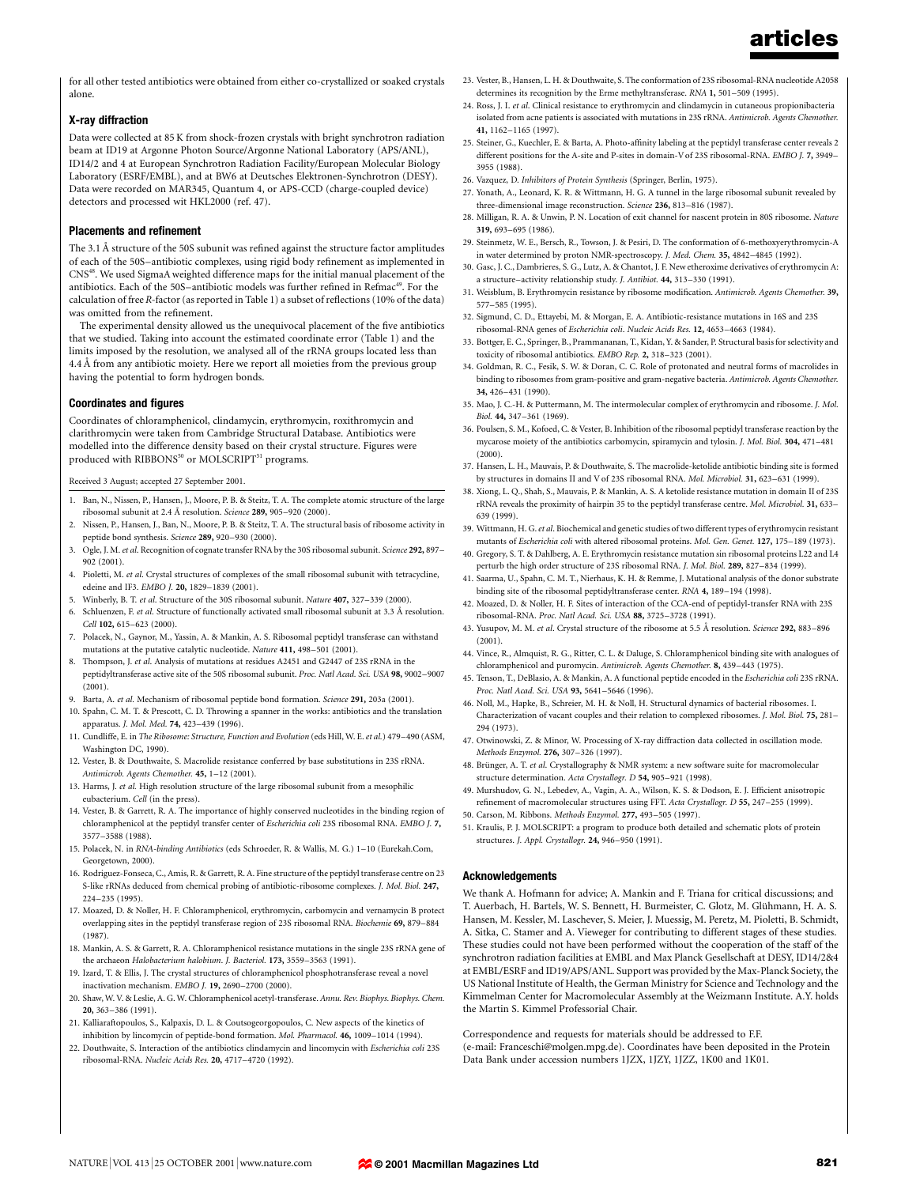for all other tested antibiotics were obtained from either co-crystallized or soaked crystals alone.

### X-ray diffraction

Data were collected at 85 K from shock-frozen crystals with bright synchrotron radiation beam at ID19 at Argonne Photon Source/Argonne National Laboratory (APS/ANL), ID14/2 and 4 at European Synchrotron Radiation Facility/European Molecular Biology Laboratory (ESRF/EMBL), and at BW6 at Deutsches Elektronen-Synchrotron (DESY). Data were recorded on MAR345, Quantum 4, or APS-CCD (charge-coupled device) detectors and processed wit HKL2000 (ref. 47).

### Placements and refinement

The 3.1 Å structure of the 50S subunit was refined against the structure factor amplitudes of each of the 50S–antibiotic complexes, using rigid body refinement as implemented in CNS[48]. We used SigmaA weighted difference maps for the initial manual placement of the antibiotics. Each of the 50S–antibiotic models was further refined in Refmac[49]. For the calculation of free R-factor (as reported in Table 1) a subset of reflections (10% of the data) was omitted from the refinement.

The experimental density allowed us the unequivocal placement of the five antibiotics that we studied. Taking into account the estimated coordinate error (Table 1) and the limits imposed by the resolution, we analysed all of the rRNA groups located less than 4.4 Å from any antibiotic moiety. Here we report all moieties from the previous group having the potential to form hydrogen bonds.

### Coordinates and figures

Coordinates of chloramphenicol, clindamycin, erythromycin, roxithromycin and clarithromycin were taken from Cambridge Structural Database. Antibiotics were modelled into the difference density based on their crystal structure. Figures were produced with RIBBONS[50] or MOLSCRIPT[51] programs.

Received 3 August; accepted 27 September 2001.

1. Ban, N., Nissen, P., Hansen, J., Moore, P. B. & Steitz, T. A. The complete atomic structure of the large ribosomal subunit at 2.4 Å resolution. *Science* **289,** 905–920 (2000).
2. Nissen, P., Hansen, J., Ban, N., Moore, P. B. & Steitz, T. A. The structural basis of ribosome activity in peptide bond synthesis. *Science* **289,** 920–930 (2000).
3. Ogle, J. M. *et al.* Recognition of cognate transfer RNA by the 30S ribosomal subunit. *Science* **292,** 897–902 (2001).
4. Pioletti, M. *et al.* Crystal structures of complexes of the small ribosomal subunit with tetracycline, edeine and IF3. *EMBO J.* **20,** 1829–1839 (2001).
5. Winberly, B. T. *et al.* Structure of the 30S ribosomal subunit. *Nature* **407,** 327–339 (2000).
6. Schluenzen, F. *et al.* Structure of functionally activated small ribosomal subunit at 3.3 Å resolution. *Cell* **102,** 615–623 (2000).
7. Polacek, N., Gaynor, M., Yassin, A. & Mankin, A. S. Ribosomal peptidyl transferase can withstand mutations at the putative catalytic nucleotide. *Nature* **411,** 498–501 (2001).
8. Thompson, J. *et al.* Analysis of mutations at residues A2451 and G2447 of 23S rRNA in the peptidyltransferase active site of the 50S ribosomal subunit. *Proc. Natl Acad. Sci. USA* **98,** 9002–9007 (2001).
9. Barta, A. *et al.* Mechanism of ribosomal peptide bond formation. *Science* **291,** 203a (2001).
10. Spahn, C. M. T. & Prescott, C. D. Throwing a spanner in the works: antibiotics and the translation apparatus. *J. Mol. Med.* **74,** 423–439 (1996).
11. Cundliffe, E. in *The Ribosome: Structure, Function and Evolution* (eds Hill, W. E. *et al.*) 479–490 (ASM, Washington DC, 1990).
12. Vester, B. & Douthwaite, S. Macrolide resistance conferred by base substitutions in 23S rRNA. *Antimicrob. Agents Chemother.* **45,** 1–12 (2001).
13. Harms, J. *et al.* High resolution structure of the large ribosomal subunit from a mesophilic eubacterium. *Cell* (in the press).
14. Vester, B. & Garrett, R. A. The importance of highly conserved nucleotides in the binding region of chloramphenicol at the peptidyl transfer center of *Escherichia coli* 23S ribosomal RNA. *EMBO J.* **7,** 3577–3588 (1988).
15. Polacek, N. in *RNA-binding Antibiotics* (eds Schroeder, R. & Wallis, M. G.) 1–10 (Eurekah.Com, Georgetown, 2000).
16. Rodriguez-Fonseca, C., Amils, R. & Garrett, R. A. Fine structure of the peptidyl transferase centre on 23 S-like rRNAs deduced from chemical probing of antibiotic-ribosome complexes. *J. Mol. Biol.* **247,** 224–235 (1995).
17. Moazed, D. & Noller, H. F. Chloramphenicol, erythromycin, carbomycin and vernamycin B protect overlapping sites in the peptidyl transferase region of 23S ribosomal RNA. *Biochemie* **69,** 879–884 (1987).
18. Mankin, A. S. & Garrett, R. A. Chloramphenicol resistance mutations in the single 23S rRNA gene of the archaeon *Halobacterium halobium*. *J. Bacteriol.* **173,** 3559–3563 (1991).
19. Izard, T. & Ellis, J. The crystal structures of chloramphenicol phosphotransferase reveal a novel inactivation mechanism. *EMBO J.* **19,** 2690–2700 (2000).
20. Shaw, W. V. & Leslie, A. G. W. Chloramphenicol acetyl-transferase. *Annu. Rev. Biophys. Biophys. Chem.* **20,** 363–386 (1991).
21. Kalliaraftopoulos, S., Kalpaxis, D. L. & Coutsogeorgopoulos, C. New aspects of the kinetics of inhibition by lincomycin of peptide-bond formation. *Mol. Pharmacol.* **46,** 1009–1014 (1994).
22. Douthwaite, S. Interaction of the antibiotics clindamycin and lincomycin with *Escherichia coli* 23S ribosomal-RNA. *Nucleic Acids Res.* **20,** 4717–4720 (1992).
23. Vester, B., Hansen, L. H. & Douthwaite, S. The conformation of 23S ribosomal-RNA nucleotide A2058 determines its recognition by the Erme methyltransferase. *RNA* **1,** 501–509 (1995).
24. Ross, J. I. *et al.* Clinical resistance to erythromycin and clindamycin in cutaneous propionibacteria isolated from acne patients is associated with mutations in 23S rRNA. *Antimicrob. Agents Chemother.* **41,** 1162–1165 (1997).
25. Steiner, G., Kuechler, E. & Barta, A. Photo-affinity labeling at the peptidyl transferase center reveals 2 different positions for the A-site and P-sites in domain-V of 23S ribosomal-RNA. *EMBO J.* **7,** 3949–3955 (1988).
26. Vazquez, D. *Inhibitors of Protein Synthesis* (Springer, Berlin, 1975).
27. Yonath, A., Leonard, K. R. & Wittmann, H. G. A tunnel in the large ribosomal subunit revealed by three-dimensional image reconstruction. *Science* **236,** 813–816 (1987).
28. Milligan, R. A. & Unwin, P. N. Location of exit channel for nascent protein in 80S ribosome. *Nature* **319,** 693–695 (1986).
29. Steinmetz, W. E., Bersch, R., Towson, J. & Pesiri, D. The conformation of 6-methoxyerythromycin-A in water determined by proton NMR-spectroscopy. *J. Med. Chem.* **35,** 4842–4845 (1992).
30. Gasc, J. C., Dambrieres, S. G., Lutz, A. & Chantot, J. F. New etheroxime derivatives of erythromycin A: a structure–activity relationship study. *J. Antibiot.* **44,** 313–330 (1991).
31. Weisblum, B. Erythromycin resistance by ribosome modification. *Antimicrob. Agents Chemother.* **39,** 577–585 (1995).
32. Sigmund, C. D., Ettayebi, M. & Morgan, E. A. Antibiotic-resistance mutations in 16S and 23S ribosomal-RNA genes of *Escherichia coli*. *Nucleic Acids Res.* **12,** 4653–4663 (1984).
33. Bottger, E. C., Springer, B., Prammananan, T., Kidan, Y. & Sander, P. Structural basis for selectivity and toxicity of ribosomal antibiotics. *EMBO Rep.* **2,** 318–323 (2001).
34. Goldman, R. C., Fesik, S. W. & Doran, C. C. Role of protonated and neutral forms of macrolides in binding to ribosomes from gram-positive and gram-negative bacteria. *Antimicrob. Agents Chemother.* **34,** 426–431 (1990).
35. Mao, J. C.-H. & Puttermann, M. The intermolecular complex of erythromycin and ribosome. *J. Mol. Biol.* **44,** 347–361 (1969).
36. Poulsen, S. M., Kofoed, C. & Vester, B. Inhibition of the ribosomal peptidyl transferase reaction by the mycarose moiety of the antibiotics carbomycin, spiramycin and tylosin. *J. Mol. Biol.* **304,** 471–481 (2000).
37. Hansen, L. H., Mauvais, P. & Douthwaite, S. The macrolide-ketolide antibiotic binding site is formed by structures in domains II and V of 23S ribosomal RNA. *Mol. Microbiol.* **31,** 623–631 (1999).
38. Xiong, L. Q., Shah, S., Mauvais, P. & Mankin, A. S. A ketolide resistance mutation in domain II of 23S rRNA reveals the proximity of hairpin 35 to the peptidyl transferase centre. *Mol. Microbiol.* **31,** 633–639 (1999).
39. Wittmann, H. G. *et al.* Biochemical and genetic studies of two different types of erythromycin resistant mutants of *Escherichia coli* with altered ribosomal proteins. *Mol. Gen. Genet.* **127,** 175–189 (1973).
40. Gregory, S. T. & Dahlberg, A. E. Erythromycin resistance mutation sin ribosomal proteins L22 and L4 perturb the high order structure of 23S ribosomal RNA. *J. Mol. Biol.* **289,** 827–834 (1999).
41. Saarma, U., Spahn, C. M. T., Nierhaus, K. H. & Remme, J. Mutational analysis of the donor substrate binding site of the ribosomal peptidyltransferase center. *RNA* **4,** 189–194 (1998).
42. Moazed, D. & Noller, H. F. Sites of interaction of the CCA-end of peptidyl-transfer RNA with 23S ribosomal-RNA. *Proc. Natl Acad. Sci. USA* **88,** 3725–3728 (1991).
43. Yusupov, M. M. *et al.* Crystal structure of the ribosome at 5.5 Å resolution. *Science* **292,** 883–896 (2001).
44. Vince, R., Almquist, R. G., Ritter, C. L. & Daluge, S. Chloramphenicol binding site with analogues of chloramphenicol and puromycin. *Antimicrob. Agents Chemother.* **8,** 439–443 (1975).
45. Tenson, T., DeBlasio, A. & Mankin, A. A functional peptide encoded in the *Escherichia coli* 23S rRNA. *Proc. Natl Acad. Sci. USA* **93,** 5641–5646 (1996).
46. Noll, M., Hapke, B., Schreier, M. H. & Noll, H. Structural dynamics of bacterial ribosomes. I. Characterization of vacant couples and their relation to complexed ribosomes. *J. Mol. Biol.* **75,** 281–294 (1973).
47. Otwinowski, Z. & Minor, W. Processing of X-ray diffraction data collected in oscillation mode. *Methods Enzymol.* **276,** 307–326 (1997).
48. Brünger, A. T. *et al.* Crystallography & NMR system: a new software suite for macromolecular structure determination. *Acta Crystallogr. D* **54,** 905–921 (1998).
49. Murshudov, G. N., Lebedev, A., Vagin, A. A., Wilson, K. S. & Dodson, E. J. Efficient anisotropic refinement of macromolecular structures using FFT. *Acta Crystallogr. D* **55,** 247–255 (1999).
50. Carson, M. Ribbons. *Methods Enzymol.* **277,** 493–505 (1997).
51. Kraulis, P. J. MOLSCRIPT: a program to produce both detailed and schematic plots of protein structures. *J. Appl. Crystallogr.* **24,** 946–950 (1991).

### Acknowledgements

We thank A. Hofmann for advice; A. Mankin and F. Triana for critical discussions; and T. Auerbach, H. Bartels, W. S. Bennett, H. Burmeister, C. Glotz, M. Glühmann, H. A. S. Hansen, M. Kessler, M. Laschever, S. Meier, J. Muessig, M. Peretz, M. Pioletti, B. Schmidt, A. Sitka, C. Stamer and A. Vieweger for contributing to different stages of these studies. These studies could not have been performed without the cooperation of the staff of the synchrotron radiation facilities at EMBL and Max Planck Gesellschaft at DESY, ID14/2&4 at EMBL/ESRF and ID19/APS/ANL. Support was provided by the Max-Planck Society, the US National Institute of Health, the German Ministry for Science and Technology and the Kimmelman Center for Macromolecular Assembly at the Weizmann Institute. A.Y. holds the Martin S. Kimmel Professorial Chair.

Correspondence and requests for materials should be addressed to F.F. (e-mail: Franceschi@molgen.mpg.de). Coordinates have been deposited in the Protein Data Bank under accession numbers 1JZX, 1JZY, 1JZZ, 1K00 and 1K01.